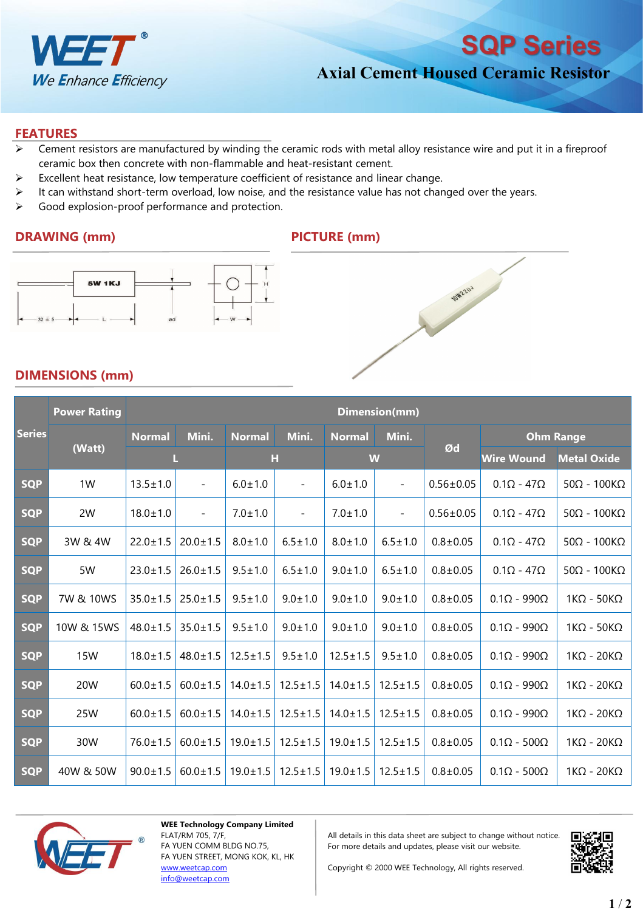WEET®
We Enhance Efficiency

# SQP Series

## Axial Cement Housed Ceramic Resistor

## FEATURES

- Cement resistors are manufactured by winding the ceramic rods with metal alloy resistance wire and put it in a fireproof ceramic box then concrete with non-flammable and heat-resistant cement.
- Excellent heat resistance, low temperature coefficient of resistance and linear change.
- It can withstand short-term overload, low noise, and the resistance value has not changed over the years.
- Good explosion-proof performance and protection.

## DRAWING (mm)

5W 1KJ
32 ± 5
L
ød
H
W

## PICTURE (mm)

## DIMENSIONS (mm)

| Series | Power Rating (Watt) | Dimension(mm) | | | | | | | | |
|---|---|---|---|---|---|---|---|---|---|---|
| | | Normal | Mini. | Normal | Mini. | Normal | Mini. | Ød | Ohm Range | |
| | | L | | H | | W | | | Wire Wound | Metal Oxide |
| SQP | 1W | 13.5±1.0 | - | 6.0±1.0 | - | 6.0±1.0 | - | 0.56±0.05 | 0.1Ω - 47Ω | 50Ω - 100KΩ |
| SQP | 2W | 18.0±1.0 | - | 7.0±1.0 | - | 7.0±1.0 | - | 0.56±0.05 | 0.1Ω - 47Ω | 50Ω - 100KΩ |
| SQP | 3W & 4W | 22.0±1.5 | 20.0±1.5 | 8.0±1.0 | 6.5±1.0 | 8.0±1.0 | 6.5±1.0 | 0.8±0.05 | 0.1Ω - 47Ω | 50Ω - 100KΩ |
| SQP | 5W | 23.0±1.5 | 26.0±1.5 | 9.5±1.0 | 6.5±1.0 | 9.0±1.0 | 6.5±1.0 | 0.8±0.05 | 0.1Ω - 47Ω | 50Ω - 100KΩ |
| SQP | 7W & 10WS | 35.0±1.5 | 25.0±1.5 | 9.5±1.0 | 9.0±1.0 | 9.0±1.0 | 9.0±1.0 | 0.8±0.05 | 0.1Ω - 990Ω | 1KΩ - 50KΩ |
| SQP | 10W & 15WS | 48.0±1.5 | 35.0±1.5 | 9.5±1.0 | 9.0±1.0 | 9.0±1.0 | 9.0±1.0 | 0.8±0.05 | 0.1Ω - 990Ω | 1KΩ - 50KΩ |
| SQP | 15W | 18.0±1.5 | 48.0±1.5 | 12.5±1.5 | 9.5±1.0 | 12.5±1.5 | 9.5±1.0 | 0.8±0.05 | 0.1Ω - 990Ω | 1KΩ - 20KΩ |
| SQP | 20W | 60.0±1.5 | 60.0±1.5 | 14.0±1.5 | 12.5±1.5 | 14.0±1.5 | 12.5±1.5 | 0.8±0.05 | 0.1Ω - 990Ω | 1KΩ - 20KΩ |
| SQP | 25W | 60.0±1.5 | 60.0±1.5 | 14.0±1.5 | 12.5±1.5 | 14.0±1.5 | 12.5±1.5 | 0.8±0.05 | 0.1Ω - 990Ω | 1KΩ - 20KΩ |
| SQP | 30W | 76.0±1.5 | 60.0±1.5 | 19.0±1.5 | 12.5±1.5 | 19.0±1.5 | 12.5±1.5 | 0.8±0.05 | 0.1Ω - 500Ω | 1KΩ - 20KΩ |
| SQP | 40W & 50W | 90.0±1.5 | 60.0±1.5 | 19.0±1.5 | 12.5±1.5 | 19.0±1.5 | 12.5±1.5 | 0.8±0.05 | 0.1Ω - 500Ω | 1KΩ - 20KΩ |

**WEE Technology Company Limited**
FLAT/RM 705, 7/F,
FA YUEN COMM BLDG NO.75,
FA YUEN STREET, MONG KOK, KL, HK
www.weetcap.com
info@weetcap.com

All details in this data sheet are subject to change without notice.
For more details and updates, please visit our website.

Copyright © 2000 WEE Technology, All rights reserved.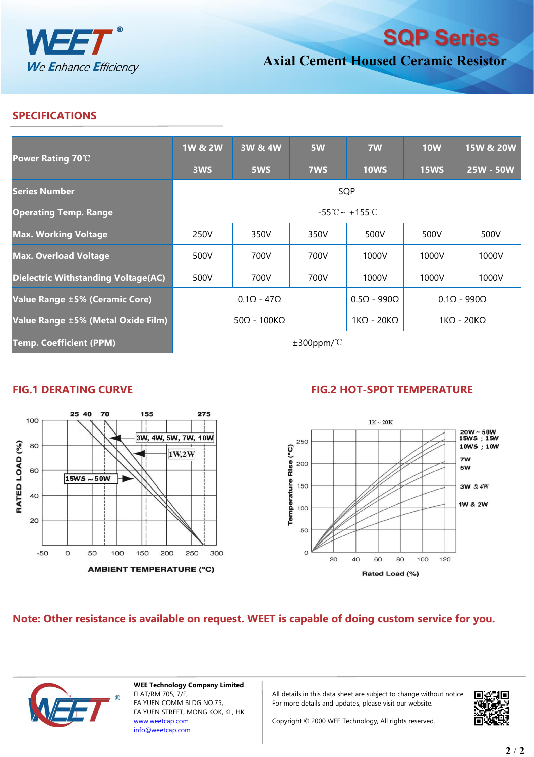# SQP Series

**Axial Cement Housed Ceramic Resistor**

## SPECIFICATIONS

| Power Rating 70℃ | 1W & 2W | 3W & 4W | 5W | 7W | 10W | 15W & 20W |
|---|---|---|---|---|---|---|
| | 3WS | 5WS | 7WS | 10WS | 15WS | 25W - 50W |
| Series Number | SQP | | | | | |
| Operating Temp. Range | -55℃ ~ +155℃ | | | | | |
| Max. Working Voltage | 250V | 350V | 350V | 500V | 500V | 500V |
| Max. Overload Voltage | 500V | 700V | 700V | 1000V | 1000V | 1000V |
| Dielectric Withstanding Voltage(AC) | 500V | 700V | 700V | 1000V | 1000V | 1000V |
| Value Range ±5% (Ceramic Core) | 0.1Ω - 47Ω | | | 0.5Ω - 990Ω | 0.1Ω - 990Ω | |
| Value Range ±5% (Metal Oxide Film) | 50Ω - 100KΩ | | | 1KΩ - 20KΩ | 1KΩ - 20KΩ | |
| Temp. Coefficient (PPM) | ±300ppm/℃ | | | | | |

## FIG.1 DERATING CURVE

25 40 70 155 275

3W, 4W, 5W, 7W, 10W

1W,2W

15WS ~50W

RATED LOAD (%)

AMBIENT TEMPERATURE (°C)

## FIG.2 HOT-SPOT TEMPERATURE

1K ~ 20K

20W ~ 50W
15WS ; 15W
10WS ; 10W
7W
5W
3W & 4W
1W & 2W

Temperature Rise (°C)

Rated Load (%)

**Note: Other resistance is available on request. WEET is capable of doing custom service for you.**

**WEE Technology Company Limited**
FLAT/RM 705, 7/F,
FA YUEN COMM BLDG NO.75,
FA YUEN STREET, MONG KOK, KL, HK
www.weetcap.com
info@weetcap.com

All details in this data sheet are subject to change without notice.
For more details and updates, please visit our website.

Copyright © 2000 WEE Technology, All rights reserved.